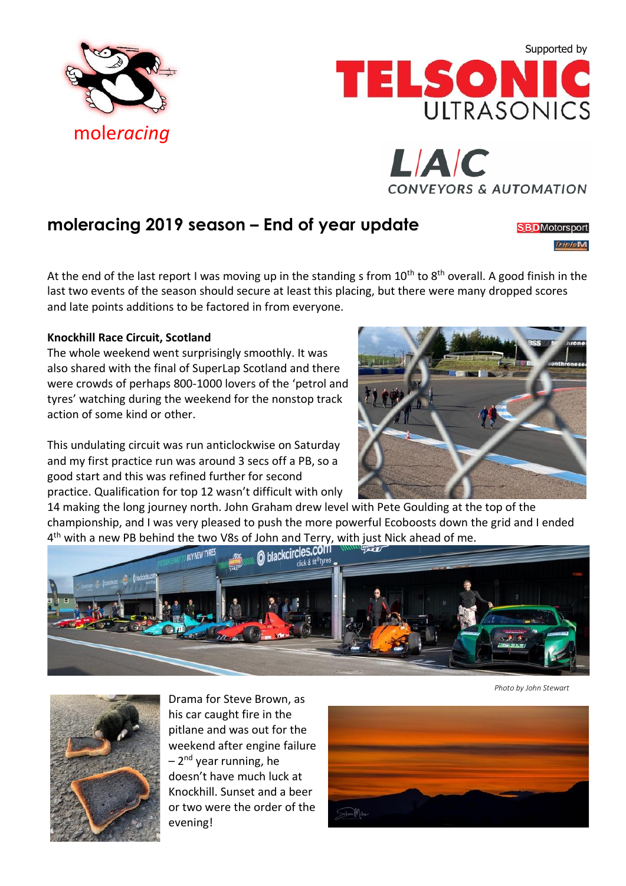moleracing

Supported by

TELSONIC ULTRASONICS

L/A/C CONVEYORS & AUTOMATION

## moleracing 2019 season – End of year update

SBD Motorsport

TripleM

At the end of the last report I was moving up in the standing s from 10th to 8th overall. A good finish in the last two events of the season should secure at least this placing, but there were many dropped scores and late points additions to be factored in from everyone.

**Knockhill Race Circuit, Scotland**

The whole weekend went surprisingly smoothly. It was also shared with the final of SuperLap Scotland and there were crowds of perhaps 800-1000 lovers of the 'petrol and tyres' watching during the weekend for the nonstop track action of some kind or other.

This undulating circuit was run anticlockwise on Saturday and my first practice run was around 3 secs off a PB, so a good start and this was refined further for second practice. Qualification for top 12 wasn't difficult with only 14 making the long journey north. John Graham drew level with Pete Goulding at the top of the championship, and I was very pleased to push the more powerful Ecoboosts down the grid and I ended 4th with a new PB behind the two V8s of John and Terry, with just Nick ahead of me.

*Photo by John Stewart*

Drama for Steve Brown, as his car caught fire in the pitlane and was out for the weekend after engine failure – 2nd year running, he doesn't have much luck at Knockhill. Sunset and a beer or two were the order of the evening!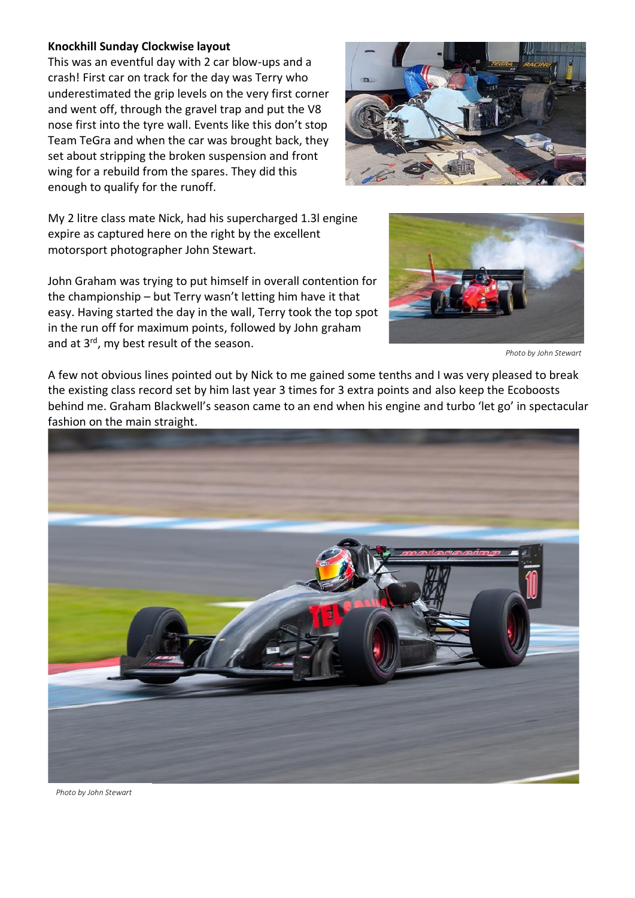**Knockhill Sunday Clockwise layout**

This was an eventful day with 2 car blow-ups and a crash! First car on track for the day was Terry who underestimated the grip levels on the very first corner and went off, through the gravel trap and put the V8 nose first into the tyre wall. Events like this don't stop Team TeGra and when the car was brought back, they set about stripping the broken suspension and front wing for a rebuild from the spares. They did this enough to qualify for the runoff.

My 2 litre class mate Nick, had his supercharged 1.3l engine expire as captured here on the right by the excellent motorsport photographer John Stewart.

John Graham was trying to put himself in overall contention for the championship – but Terry wasn't letting him have it that easy. Having started the day in the wall, Terry took the top spot in the run off for maximum points, followed by John graham and at 3rd, my best result of the season.

*Photo by John Stewart*

A few not obvious lines pointed out by Nick to me gained some tenths and I was very pleased to break the existing class record set by him last year 3 times for 3 extra points and also keep the Ecoboosts behind me. Graham Blackwell's season came to an end when his engine and turbo 'let go' in spectacular fashion on the main straight.

*Photo by John Stewart*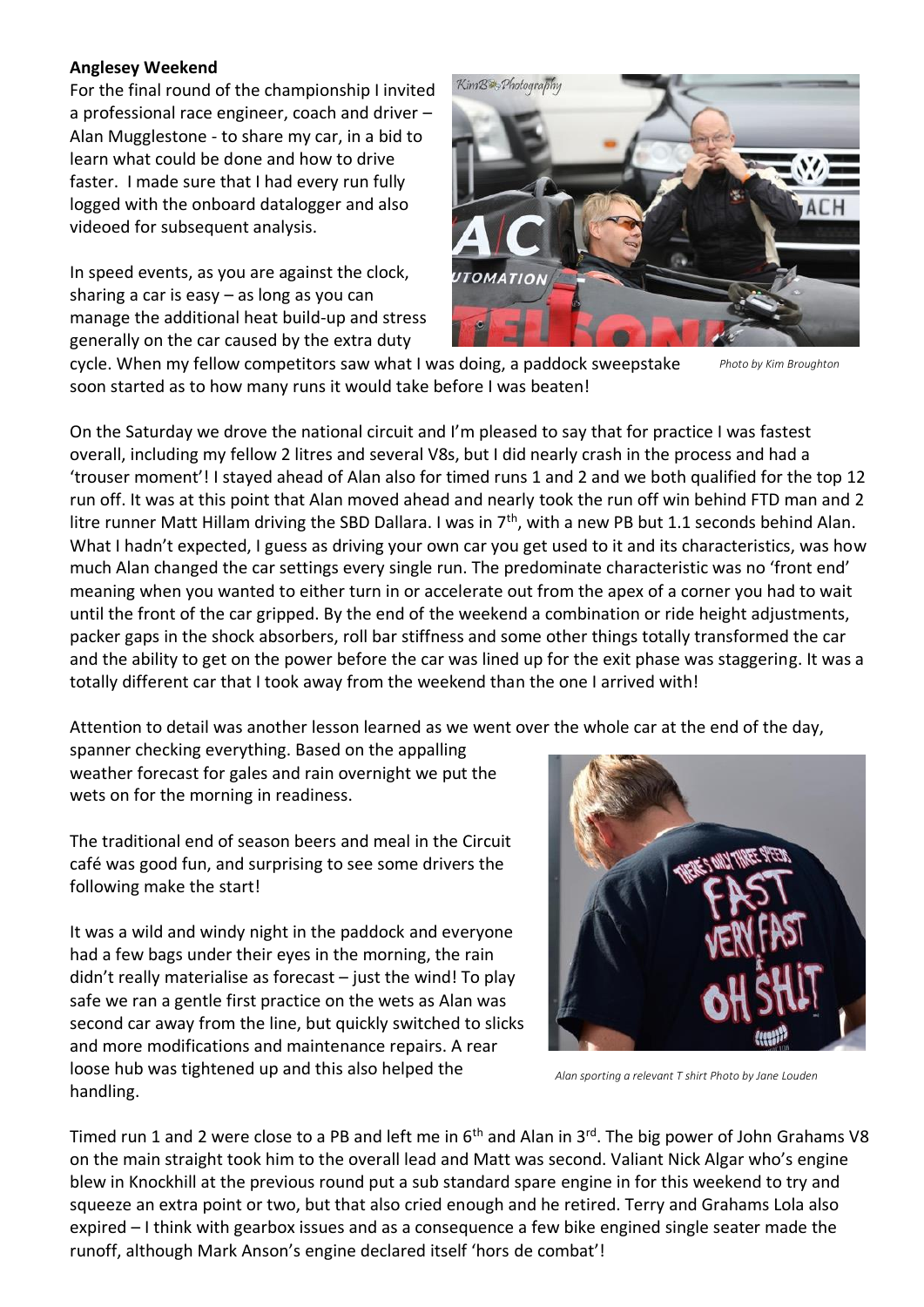**Anglesey Weekend**

For the final round of the championship I invited a professional race engineer, coach and driver – Alan Mugglestone - to share my car, in a bid to learn what could be done and how to drive faster. I made sure that I had every run fully logged with the onboard datalogger and also videoed for subsequent analysis.

In speed events, as you are against the clock, sharing a car is easy – as long as you can manage the additional heat build-up and stress generally on the car caused by the extra duty cycle. When my fellow competitors saw what I was doing, a paddock sweepstake soon started as to how many runs it would take before I was beaten!

*Photo by Kim Broughton*

On the Saturday we drove the national circuit and I'm pleased to say that for practice I was fastest overall, including my fellow 2 litres and several V8s, but I did nearly crash in the process and had a 'trouser moment'! I stayed ahead of Alan also for timed runs 1 and 2 and we both qualified for the top 12 run off. It was at this point that Alan moved ahead and nearly took the run off win behind FTD man and 2 litre runner Matt Hillam driving the SBD Dallara. I was in 7th, with a new PB but 1.1 seconds behind Alan. What I hadn't expected, I guess as driving your own car you get used to it and its characteristics, was how much Alan changed the car settings every single run. The predominate characteristic was no 'front end' meaning when you wanted to either turn in or accelerate out from the apex of a corner you had to wait until the front of the car gripped. By the end of the weekend a combination or ride height adjustments, packer gaps in the shock absorbers, roll bar stiffness and some other things totally transformed the car and the ability to get on the power before the car was lined up for the exit phase was staggering. It was a totally different car that I took away from the weekend than the one I arrived with!

Attention to detail was another lesson learned as we went over the whole car at the end of the day, spanner checking everything. Based on the appalling weather forecast for gales and rain overnight we put the wets on for the morning in readiness.

The traditional end of season beers and meal in the Circuit café was good fun, and surprising to see some drivers the following make the start!

It was a wild and windy night in the paddock and everyone had a few bags under their eyes in the morning, the rain didn't really materialise as forecast – just the wind! To play safe we ran a gentle first practice on the wets as Alan was second car away from the line, but quickly switched to slicks and more modifications and maintenance repairs. A rear loose hub was tightened up and this also helped the handling.

*Alan sporting a relevant T shirt Photo by Jane Louden*

Timed run 1 and 2 were close to a PB and left me in 6th and Alan in 3rd. The big power of John Grahams V8 on the main straight took him to the overall lead and Matt was second. Valiant Nick Algar who's engine blew in Knockhill at the previous round put a sub standard spare engine in for this weekend to try and squeeze an extra point or two, but that also cried enough and he retired. Terry and Grahams Lola also expired – I think with gearbox issues and as a consequence a few bike engined single seater made the runoff, although Mark Anson's engine declared itself 'hors de combat'!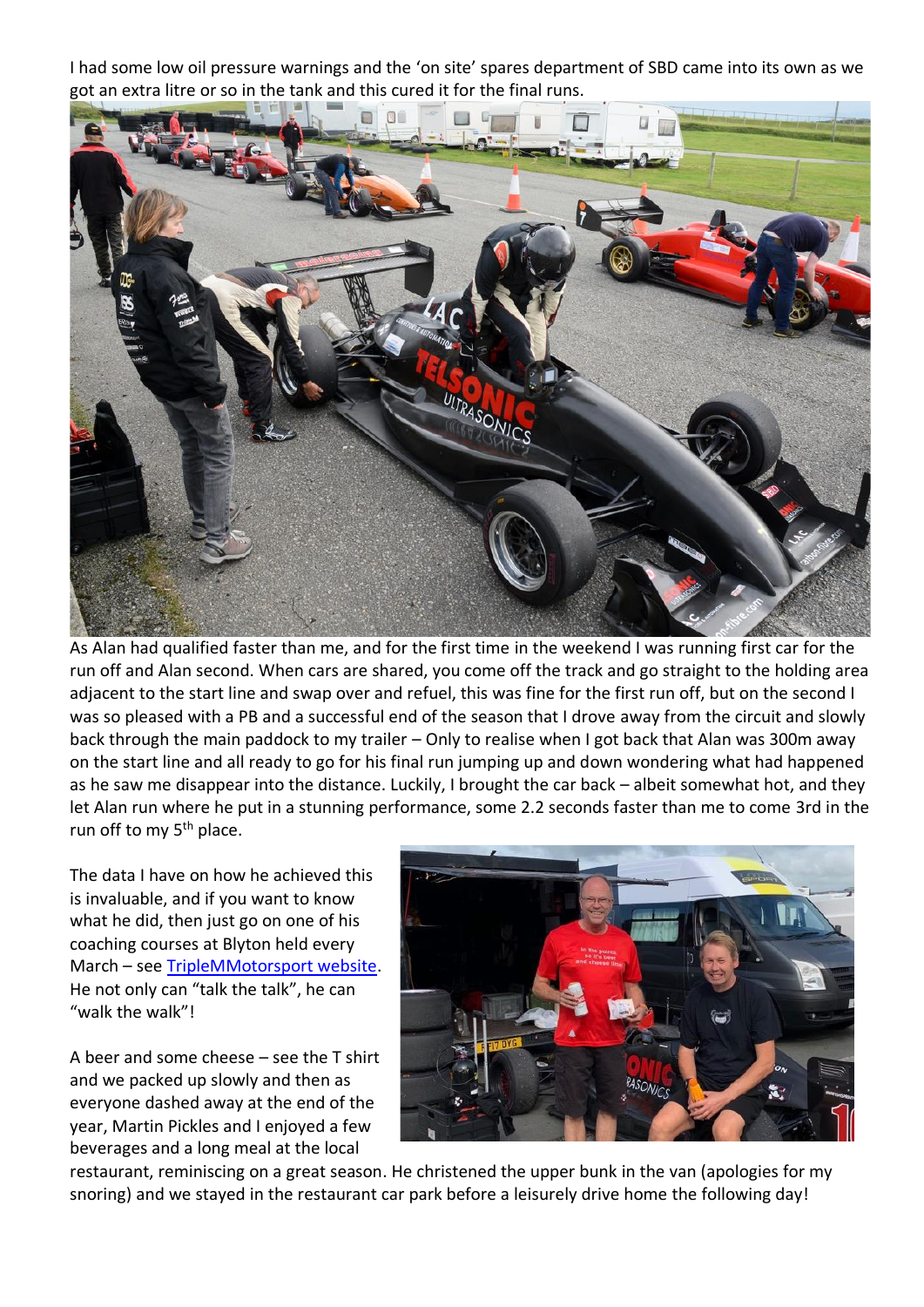I had some low oil pressure warnings and the 'on site' spares department of SBD came into its own as we got an extra litre or so in the tank and this cured it for the final runs.

As Alan had qualified faster than me, and for the first time in the weekend I was running first car for the run off and Alan second. When cars are shared, you come off the track and go straight to the holding area adjacent to the start line and swap over and refuel, this was fine for the first run off, but on the second I was so pleased with a PB and a successful end of the season that I drove away from the circuit and slowly back through the main paddock to my trailer – Only to realise when I got back that Alan was 300m away on the start line and all ready to go for his final run jumping up and down wondering what had happened as he saw me disappear into the distance. Luckily, I brought the car back – albeit somewhat hot, and they let Alan run where he put in a stunning performance, some 2.2 seconds faster than me to come 3rd in the run off to my 5th place.

The data I have on how he achieved this is invaluable, and if you want to know what he did, then just go on one of his coaching courses at Blyton held every March – see [TripleMMotorsport website](). He not only can "talk the talk", he can "walk the walk"!

A beer and some cheese – see the T shirt and we packed up slowly and then as everyone dashed away at the end of the year, Martin Pickles and I enjoyed a few beverages and a long meal at the local restaurant, reminiscing on a great season. He christened the upper bunk in the van (apologies for my snoring) and we stayed in the restaurant car park before a leisurely drive home the following day!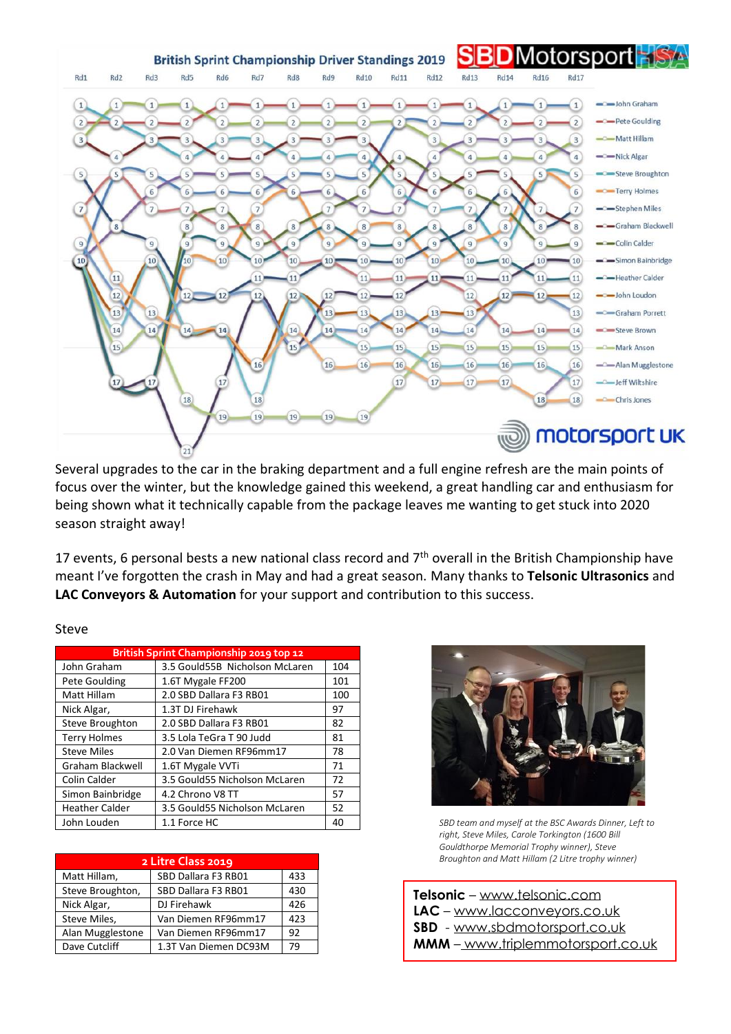British Sprint Championship Driver Standings 2019

SBD Motorsport

Rd1 Rd2 Rd3 Rd5 Rd6 Rd7 Rd8 Rd9 Rd10 Rd11 Rd12 Rd13 Rd14 Rd16 Rd17

John Graham
Pete Goulding
Matt Hillam
Nick Algar
Steve Broughton
Terry Holmes
Stephen Miles
Graham Blackwell
Colin Calder
Simon Bainbridge
Heather Calder
John Loudon
Graham Porrett
Steve Brown
Mark Anson
Alan Mugglestone
Jeff Wiltshire
Chris Jones

motorsport UK

Several upgrades to the car in the braking department and a full engine refresh are the main points of focus over the winter, but the knowledge gained this weekend, a great handling car and enthusiasm for being shown what it technically capable from the package leaves me wanting to get stuck into 2020 season straight away!

17 events, 6 personal bests a new national class record and 7th overall in the British Championship have meant I've forgotten the crash in May and had a great season. Many thanks to **Telsonic Ultrasonics** and **LAC Conveyors & Automation** for your support and contribution to this success.

Steve

| British Sprint Championship 2019 top 12 | | |
|---|---|---|
| John Graham | 3.5 Gould55B Nicholson McLaren | 104 |
| Pete Goulding | 1.6T Mygale FF200 | 101 |
| Matt Hillam | 2.0 SBD Dallara F3 RB01 | 100 |
| Nick Algar, | 1.3T DJ Firehawk | 97 |
| Steve Broughton | 2.0 SBD Dallara F3 RB01 | 82 |
| Terry Holmes | 3.5 Lola TeGra T 90 Judd | 81 |
| Steve Miles | 2.0 Van Diemen RF96mm17 | 78 |
| Graham Blackwell | 1.6T Mygale VVTi | 71 |
| Colin Calder | 3.5 Gould55 Nicholson McLaren | 72 |
| Simon Bainbridge | 4.2 Chrono V8 TT | 57 |
| Heather Calder | 3.5 Gould55 Nicholson McLaren | 52 |
| John Louden | 1.1 Force HC | 40 |

| 2 Litre Class 2019 | | |
|---|---|---|
| Matt Hillam, | SBD Dallara F3 RB01 | 433 |
| Steve Broughton, | SBD Dallara F3 RB01 | 430 |
| Nick Algar, | DJ Firehawk | 426 |
| Steve Miles, | Van Diemen RF96mm17 | 423 |
| Alan Mugglestone | Van Diemen RF96mm17 | 92 |
| Dave Cutcliff | 1.3T Van Diemen DC93M | 79 |

*SBD team and myself at the BSC Awards Dinner, Left to right, Steve Miles, Carole Torkington (1600 Bill Gouldthorpe Memorial Trophy winner), Steve Broughton and Matt Hillam (2 Litre trophy winner)*

**Telsonic** – www.telsonic.com
**LAC** – www.lacconveyors.co.uk
**SBD** - www.sbdmotorsport.co.uk
**MMM** – www.triplemmotorsport.co.uk